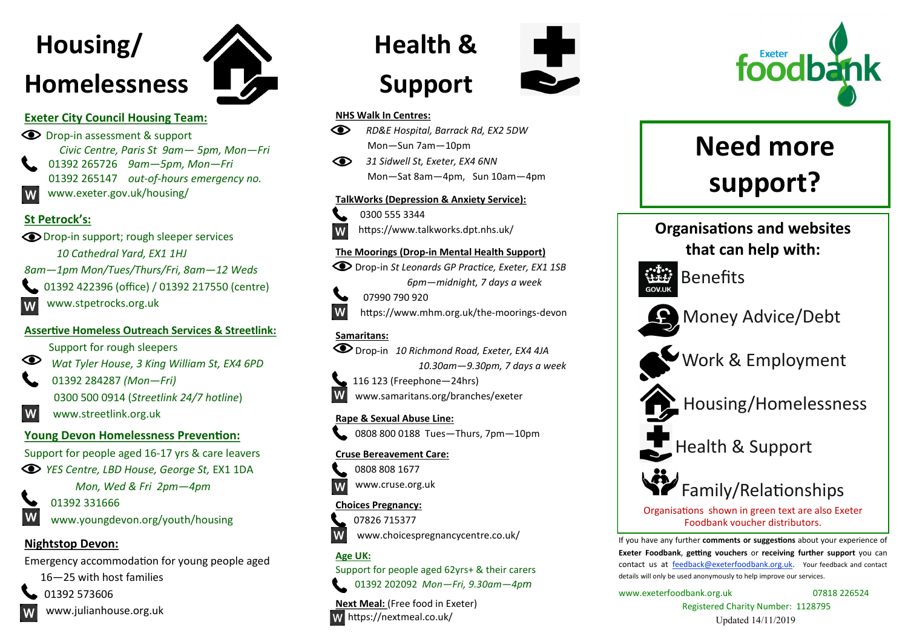# Housing/ Homelessness

**Exeter City Council Housing Team:**

Drop-in assessment & support

*Civic Centre, Paris St 9am— 5pm, Mon—Fri*

01392 265726 *9am—5pm, Mon—Fri*

01392 265147 *out-of-hours emergency no.*

W www.exeter.gov.uk/housing/

**St Petrock's:**

Drop-in support; rough sleeper services

*10 Cathedral Yard, EX1 1HJ*

*8am—1pm Mon/Tues/Thurs/Fri, 8am—12 Weds*

01392 422396 (office) / 01392 217550 (centre)

W www.stpetrocks.org.uk

**Assertive Homeless Outreach Services & Streetlink:**

Support for rough sleepers

*Wat Tyler House, 3 King William St, EX4 6PD*

01392 284287 *(Mon—Fri)*

0300 500 0914 (*Streetlink 24/7 hotline*)

W www.streetlink.org.uk

**Young Devon Homelessness Prevention:**

Support for people aged 16-17 yrs & care leavers

*YES Centre, LBD House, George St,* EX1 1DA

*Mon, Wed & Fri 2pm—4pm*

01392 331666

W www.youngdevon.org/youth/housing

**Nightstop Devon:**

Emergency accommodation for young people aged 16—25 with host families

01392 573606

W www.julianhouse.org.uk

# Health & Support

**NHS Walk In Centres:**

*RD&E Hospital, Barrack Rd, EX2 5DW*

Mon—Sun 7am—10pm

*31 Sidwell St, Exeter, EX4 6NN*

Mon—Sat 8am—4pm, Sun 10am—4pm

**TalkWorks (Depression & Anxiety Service):**

0300 555 3344

W https://www.talkworks.dpt.nhs.uk/

**The Moorings (Drop-in Mental Health Support)**

Drop-in *St Leonards GP Practice, Exeter, EX1 1SB*

*6pm—midnight, 7 days a week*

07990 790 920

W https://www.mhm.org.uk/the-moorings-devon

**Samaritans:**

Drop-in *10 Richmond Road, Exeter, EX4 4JA*

*10.30am—9.30pm, 7 days a week*

116 123 (Freephone—24hrs)

W www.samaritans.org/branches/exeter

**Rape & Sexual Abuse Line:**

0808 800 0188 Tues—Thurs, 7pm—10pm

**Cruse Bereavement Care:**

0808 808 1677

W www.cruse.org.uk

**Choices Pregnancy:**

07826 715377

W www.choicespregnancycentre.co.uk/

**Age UK:**

Support for people aged 62yrs+ & their carers

01392 202092 *Mon—Fri, 9.30am—4pm*

**Next Meal:** (Free food in Exeter)

W https://nextmeal.co.uk/

Exeter foodbank

# Need more support?

**Organisations and websites that can help with:**

- Benefits
- Money Advice/Debt
- Work & Employment
- Housing/Homelessness
- Health & Support
- Family/Relationships

Organisations shown in green text are also Exeter Foodbank voucher distributors.

If you have any further **comments or suggestions** about your experience of **Exeter Foodbank**, **getting vouchers** or **receiving further support** you can contact us at feedback@exeterfoodbank.org.uk. Your feedback and contact details will only be used anonymously to help improve our services.

www.exeterfoodbank.org.uk 07818 226524

Registered Charity Number: 1128795

Updated 14/11/2019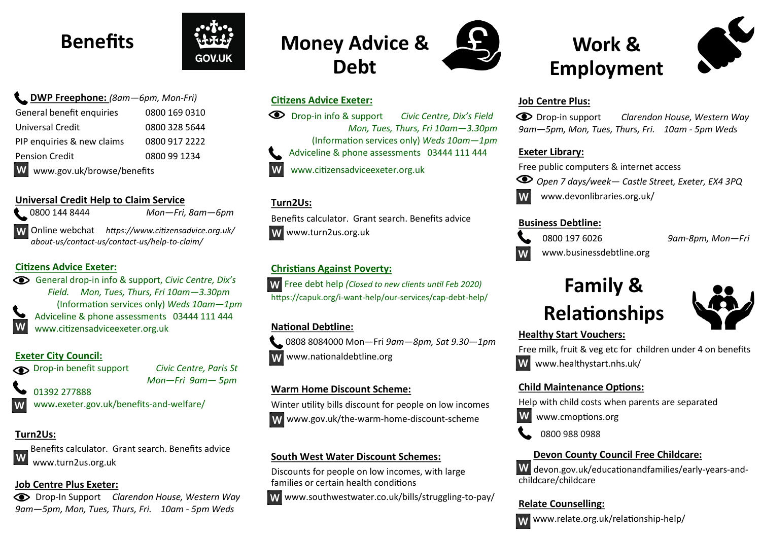# Benefits

GOV.UK

**DWP Freephone:** *(8am—6pm, Mon-Fri)*

| | |
|---|---|
| General benefit enquiries | 0800 169 0310 |
| Universal Credit | 0800 328 5644 |
| PIP enquiries & new claims | 0800 917 2222 |
| Pension Credit | 0800 99 1234 |

W www.gov.uk/browse/benefits

**Universal Credit Help to Claim Service**

0800 144 8444 *Mon—Fri, 8am—6pm*

W Online webchat *https://www.citizensadvice.org.uk/about-us/contact-us/contact-us/help-to-claim/*

**Citizens Advice Exeter:**

General drop-in info & support, *Civic Centre, Dix's Field. Mon, Tues, Thurs, Fri 10am—3.30pm*

(Information services only) *Weds 10am—1pm*

Adviceline & phone assessments 03444 111 444

W www.citizensadviceexeter.org.uk

**Exeter City Council:**

Drop-in benefit support *Civic Centre, Paris St Mon—Fri 9am— 5pm*

01392 277888

W www.exeter.gov.uk/benefits-and-welfare/

**Turn2Us:**

Benefits calculator. Grant search. Benefits advice

W www.turn2us.org.uk

**Job Centre Plus Exeter:**

Drop-In Support *Clarendon House, Western Way 9am—5pm, Mon, Tues, Thurs, Fri. 10am - 5pm Weds*

# Money Advice & Debt

**Citizens Advice Exeter:**

Drop-in info & support *Civic Centre, Dix's Field Mon, Tues, Thurs, Fri 10am—3.30pm*

(Information services only) *Weds 10am—1pm*

Adviceline & phone assessments 03444 111 444

W www.citizensadviceexeter.org.uk

**Turn2Us:**

Benefits calculator. Grant search. Benefits advice

W www.turn2us.org.uk

**Christians Against Poverty:**

W Free debt help *(Closed to new clients until Feb 2020)*

https://capuk.org/i-want-help/our-services/cap-debt-help/

**National Debtline:**

0808 8084000 Mon—Fri *9am—8pm, Sat 9.30—1pm*

W www.nationaldebtline.org

**Warm Home Discount Scheme:**

Winter utility bills discount for people on low incomes

W www.gov.uk/the-warm-home-discount-scheme

**South West Water Discount Schemes:**

Discounts for people on low incomes, with large families or certain health conditions

W www.southwestwater.co.uk/bills/struggling-to-pay/

# Work & Employment

**Job Centre Plus:**

Drop-in support *Clarendon House, Western Way 9am—5pm, Mon, Tues, Thurs, Fri. 10am - 5pm Weds*

**Exeter Library:**

Free public computers & internet access

*Open 7 days/week— Castle Street, Exeter, EX4 3PQ*

W www.devonlibraries.org.uk/

**Business Debtline:**

0800 197 6026 *9am-8pm, Mon—Fri*

W www.businessdebtline.org

# Family & Relationships

**Healthy Start Vouchers:**

Free milk, fruit & veg etc for children under 4 on benefits

W www.healthystart.nhs.uk/

**Child Maintenance Options:**

Help with child costs when parents are separated

W www.cmoptions.org

0800 988 0988

**Devon County Council Free Childcare:**

W devon.gov.uk/educationandfamilies/early-years-and-childcare/childcare

**Relate Counselling:**

W www.relate.org.uk/relationship-help/